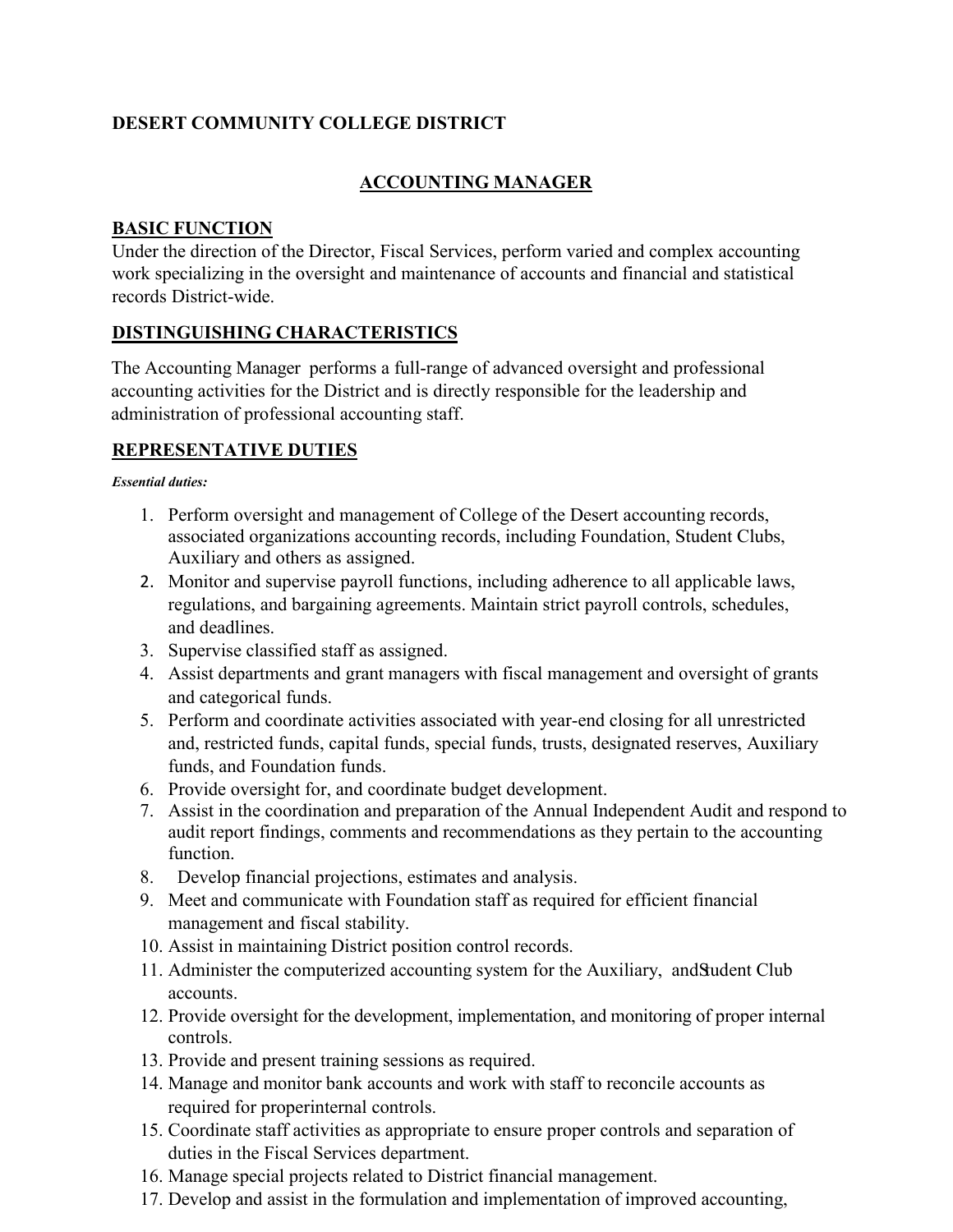**DESERT COMMUNITY COLLEGE DISTRICT**

## ACCOUNTING MANAGER

### BASIC FUNCTION

Under the direction of the Director, Fiscal Services, perform varied and complex accounting work specializing in the oversight and maintenance of accounts and financial and statistical records District-wide.

### DISTINGUISHING CHARACTERISTICS

The Accounting Manager performs a full-range of advanced oversight and professional accounting activities for the District and is directly responsible for the leadership and administration of professional accounting staff.

### REPRESENTATIVE DUTIES

***Essential duties:***

1. Perform oversight and management of College of the Desert accounting records, associated organizations accounting records, including Foundation, Student Clubs, Auxiliary and others as assigned.
2. Monitor and supervise payroll functions, including adherence to all applicable laws, regulations, and bargaining agreements. Maintain strict payroll controls, schedules, and deadlines.
3. Supervise classified staff as assigned.
4. Assist departments and grant managers with fiscal management and oversight of grants and categorical funds.
5. Perform and coordinate activities associated with year-end closing for all unrestricted and, restricted funds, capital funds, special funds, trusts, designated reserves, Auxiliary funds, and Foundation funds.
6. Provide oversight for, and coordinate budget development.
7. Assist in the coordination and preparation of the Annual Independent Audit and respond to audit report findings, comments and recommendations as they pertain to the accounting function.
8. Develop financial projections, estimates and analysis.
9. Meet and communicate with Foundation staff as required for efficient financial management and fiscal stability.
10. Assist in maintaining District position control records.
11. Administer the computerized accounting system for the Auxiliary, and Student Club accounts.
12. Provide oversight for the development, implementation, and monitoring of proper internal controls.
13. Provide and present training sessions as required.
14. Manage and monitor bank accounts and work with staff to reconcile accounts as required for proper internal controls.
15. Coordinate staff activities as appropriate to ensure proper controls and separation of duties in the Fiscal Services department.
16. Manage special projects related to District financial management.
17. Develop and assist in the formulation and implementation of improved accounting,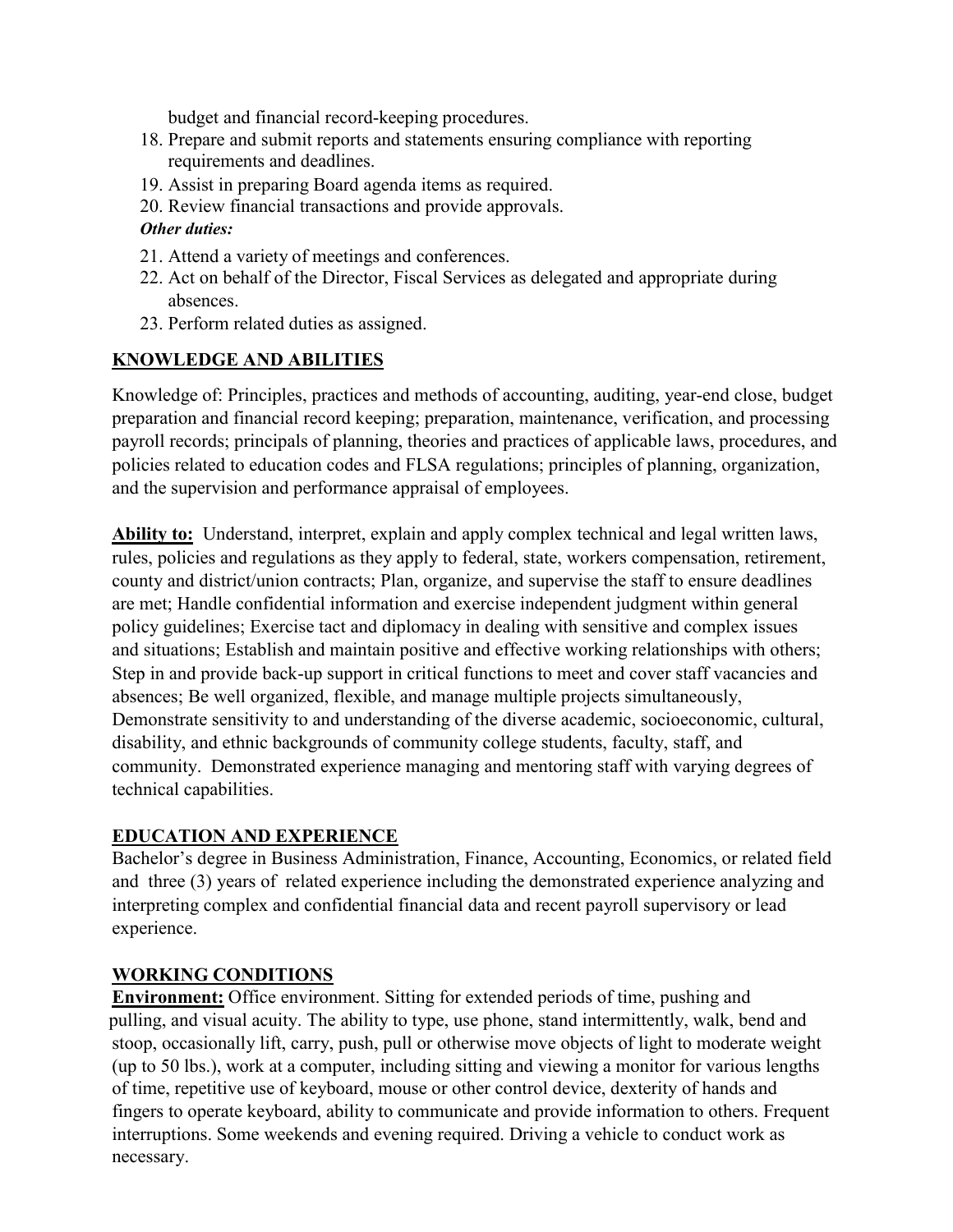budget and financial record-keeping procedures.

18. Prepare and submit reports and statements ensuring compliance with reporting requirements and deadlines.
19. Assist in preparing Board agenda items as required.
20. Review financial transactions and provide approvals.

***Other duties:***

21. Attend a variety of meetings and conferences.
22. Act on behalf of the Director, Fiscal Services as delegated and appropriate during absences.
23. Perform related duties as assigned.

## KNOWLEDGE AND ABILITIES

Knowledge of: Principles, practices and methods of accounting, auditing, year-end close, budget preparation and financial record keeping; preparation, maintenance, verification, and processing payroll records; principals of planning, theories and practices of applicable laws, procedures, and policies related to education codes and FLSA regulations; principles of planning, organization, and the supervision and performance appraisal of employees.

**Ability to:** Understand, interpret, explain and apply complex technical and legal written laws, rules, policies and regulations as they apply to federal, state, workers compensation, retirement, county and district/union contracts; Plan, organize, and supervise the staff to ensure deadlines are met; Handle confidential information and exercise independent judgment within general policy guidelines; Exercise tact and diplomacy in dealing with sensitive and complex issues and situations; Establish and maintain positive and effective working relationships with others; Step in and provide back-up support in critical functions to meet and cover staff vacancies and absences; Be well organized, flexible, and manage multiple projects simultaneously, Demonstrate sensitivity to and understanding of the diverse academic, socioeconomic, cultural, disability, and ethnic backgrounds of community college students, faculty, staff, and community. Demonstrated experience managing and mentoring staff with varying degrees of technical capabilities.

## EDUCATION AND EXPERIENCE

Bachelor's degree in Business Administration, Finance, Accounting, Economics, or related field and three (3) years of related experience including the demonstrated experience analyzing and interpreting complex and confidential financial data and recent payroll supervisory or lead experience.

## WORKING CONDITIONS

**Environment:** Office environment. Sitting for extended periods of time, pushing and pulling, and visual acuity. The ability to type, use phone, stand intermittently, walk, bend and stoop, occasionally lift, carry, push, pull or otherwise move objects of light to moderate weight (up to 50 lbs.), work at a computer, including sitting and viewing a monitor for various lengths of time, repetitive use of keyboard, mouse or other control device, dexterity of hands and fingers to operate keyboard, ability to communicate and provide information to others. Frequent interruptions. Some weekends and evening required. Driving a vehicle to conduct work as necessary.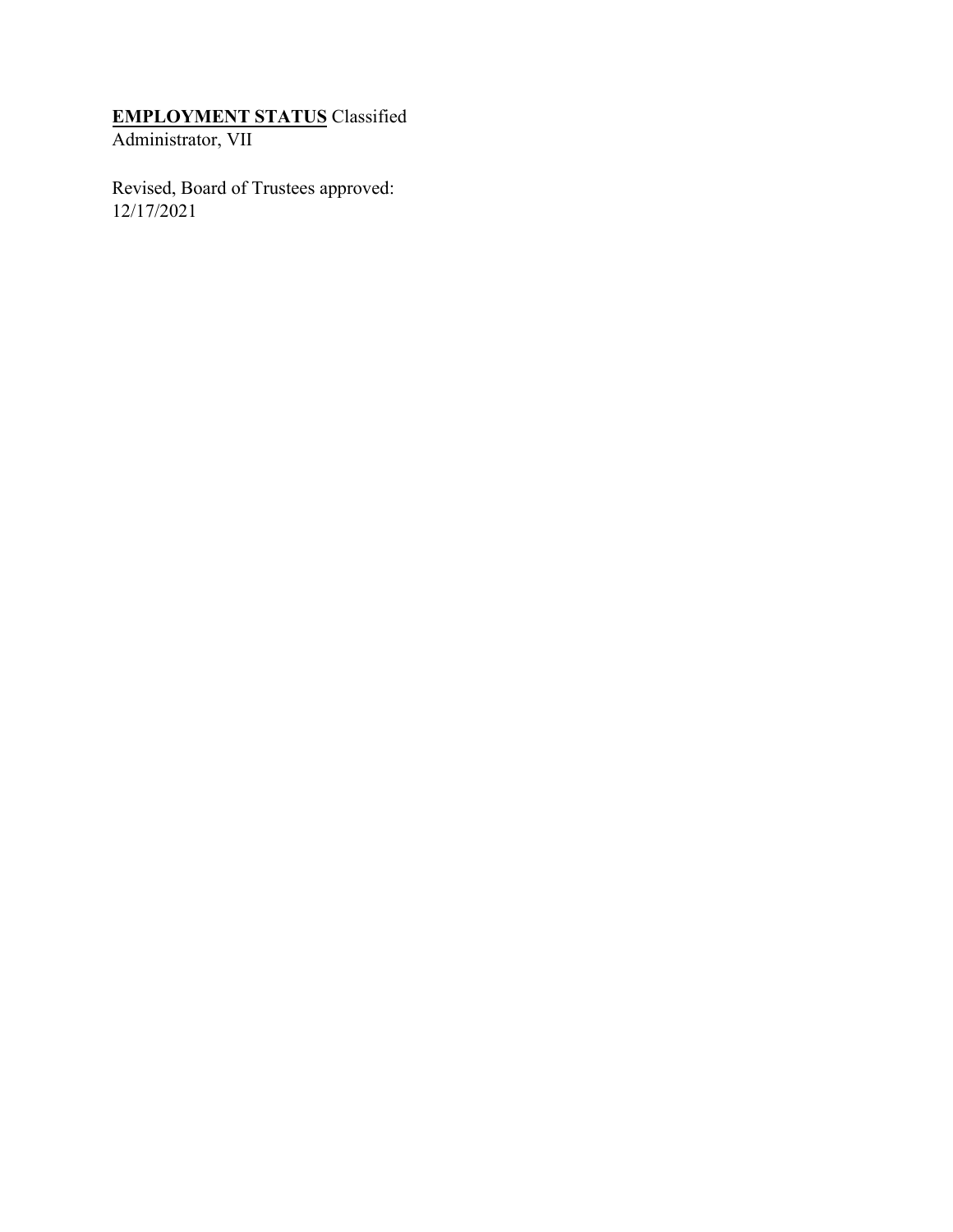**EMPLOYMENT STATUS** Classified
Administrator, VII

Revised, Board of Trustees approved:
12/17/2021